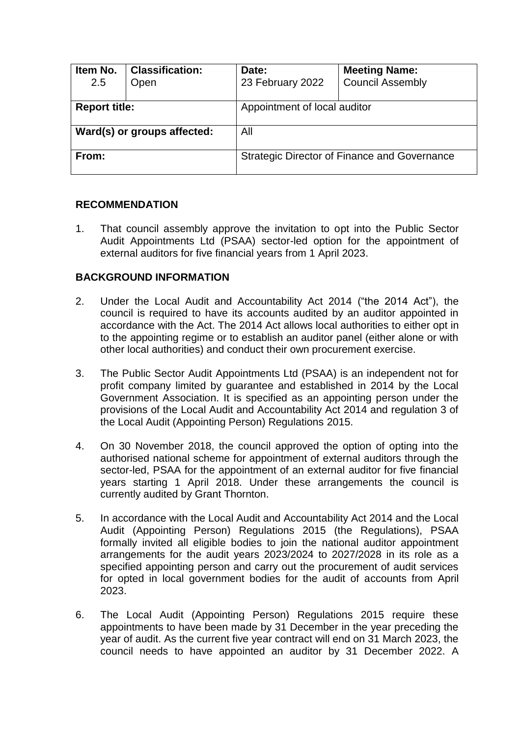| Item No. 2.5 | Classification: Open | Date: 23 February 2022 | Meeting Name: Council Assembly |
|---|---|---|---|
| **Report title:** | | Appointment of local auditor | |
| **Ward(s) or groups affected:** | | All | |
| **From:** | | Strategic Director of Finance and Governance | |

## RECOMMENDATION

1. That council assembly approve the invitation to opt into the Public Sector Audit Appointments Ltd (PSAA) sector-led option for the appointment of external auditors for five financial years from 1 April 2023.

## BACKGROUND INFORMATION

2. Under the Local Audit and Accountability Act 2014 ("the 2014 Act"), the council is required to have its accounts audited by an auditor appointed in accordance with the Act. The 2014 Act allows local authorities to either opt in to the appointing regime or to establish an auditor panel (either alone or with other local authorities) and conduct their own procurement exercise.

3. The Public Sector Audit Appointments Ltd (PSAA) is an independent not for profit company limited by guarantee and established in 2014 by the Local Government Association. It is specified as an appointing person under the provisions of the Local Audit and Accountability Act 2014 and regulation 3 of the Local Audit (Appointing Person) Regulations 2015.

4. On 30 November 2018, the council approved the option of opting into the authorised national scheme for appointment of external auditors through the sector-led, PSAA for the appointment of an external auditor for five financial years starting 1 April 2018. Under these arrangements the council is currently audited by Grant Thornton.

5. In accordance with the Local Audit and Accountability Act 2014 and the Local Audit (Appointing Person) Regulations 2015 (the Regulations), PSAA formally invited all eligible bodies to join the national auditor appointment arrangements for the audit years 2023/2024 to 2027/2028 in its role as a specified appointing person and carry out the procurement of audit services for opted in local government bodies for the audit of accounts from April 2023.

6. The Local Audit (Appointing Person) Regulations 2015 require these appointments to have been made by 31 December in the year preceding the year of audit. As the current five year contract will end on 31 March 2023, the council needs to have appointed an auditor by 31 December 2022. A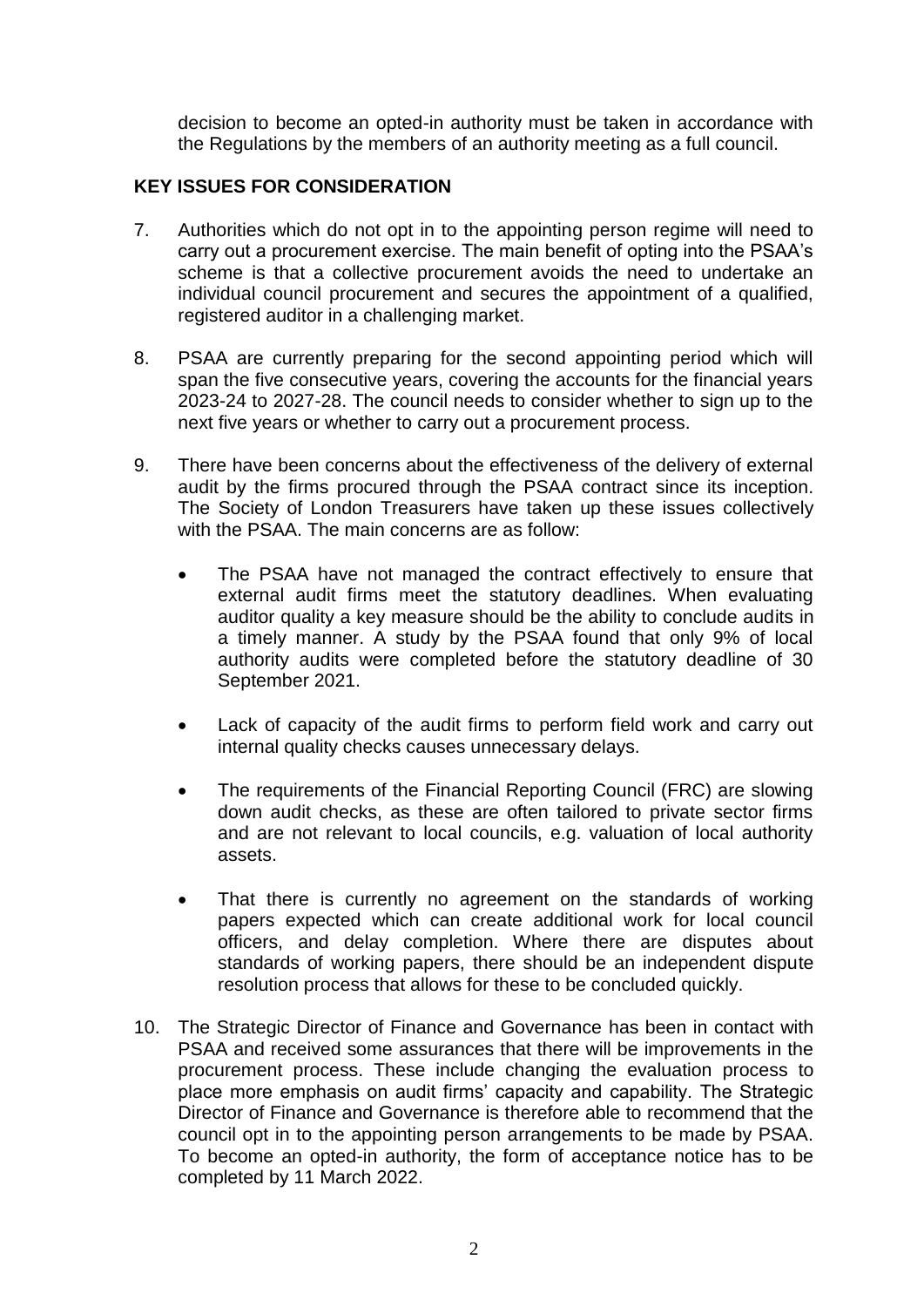decision to become an opted-in authority must be taken in accordance with the Regulations by the members of an authority meeting as a full council.

## KEY ISSUES FOR CONSIDERATION

7. Authorities which do not opt in to the appointing person regime will need to carry out a procurement exercise. The main benefit of opting into the PSAA's scheme is that a collective procurement avoids the need to undertake an individual council procurement and secures the appointment of a qualified, registered auditor in a challenging market.

8. PSAA are currently preparing for the second appointing period which will span the five consecutive years, covering the accounts for the financial years 2023-24 to 2027-28. The council needs to consider whether to sign up to the next five years or whether to carry out a procurement process.

9. There have been concerns about the effectiveness of the delivery of external audit by the firms procured through the PSAA contract since its inception. The Society of London Treasurers have taken up these issues collectively with the PSAA. The main concerns are as follow:

   - The PSAA have not managed the contract effectively to ensure that external audit firms meet the statutory deadlines. When evaluating auditor quality a key measure should be the ability to conclude audits in a timely manner. A study by the PSAA found that only 9% of local authority audits were completed before the statutory deadline of 30 September 2021.

   - Lack of capacity of the audit firms to perform field work and carry out internal quality checks causes unnecessary delays.

   - The requirements of the Financial Reporting Council (FRC) are slowing down audit checks, as these are often tailored to private sector firms and are not relevant to local councils, e.g. valuation of local authority assets.

   - That there is currently no agreement on the standards of working papers expected which can create additional work for local council officers, and delay completion. Where there are disputes about standards of working papers, there should be an independent dispute resolution process that allows for these to be concluded quickly.

10. The Strategic Director of Finance and Governance has been in contact with PSAA and received some assurances that there will be improvements in the procurement process. These include changing the evaluation process to place more emphasis on audit firms' capacity and capability. The Strategic Director of Finance and Governance is therefore able to recommend that the council opt in to the appointing person arrangements to be made by PSAA. To become an opted-in authority, the form of acceptance notice has to be completed by 11 March 2022.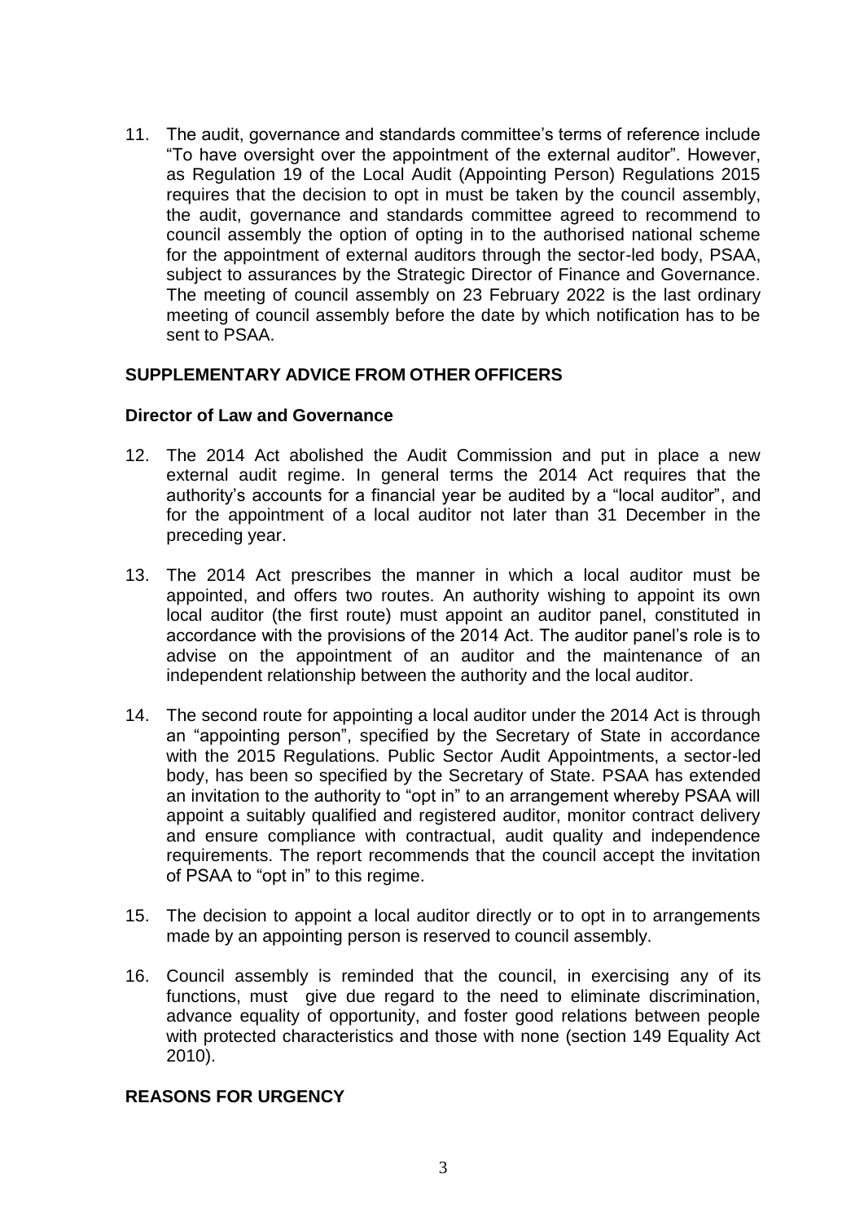11. The audit, governance and standards committee's terms of reference include "To have oversight over the appointment of the external auditor". However, as Regulation 19 of the Local Audit (Appointing Person) Regulations 2015 requires that the decision to opt in must be taken by the council assembly, the audit, governance and standards committee agreed to recommend to council assembly the option of opting in to the authorised national scheme for the appointment of external auditors through the sector-led body, PSAA, subject to assurances by the Strategic Director of Finance and Governance. The meeting of council assembly on 23 February 2022 is the last ordinary meeting of council assembly before the date by which notification has to be sent to PSAA.

## SUPPLEMENTARY ADVICE FROM OTHER OFFICERS

### Director of Law and Governance

12. The 2014 Act abolished the Audit Commission and put in place a new external audit regime. In general terms the 2014 Act requires that the authority's accounts for a financial year be audited by a "local auditor", and for the appointment of a local auditor not later than 31 December in the preceding year.

13. The 2014 Act prescribes the manner in which a local auditor must be appointed, and offers two routes. An authority wishing to appoint its own local auditor (the first route) must appoint an auditor panel, constituted in accordance with the provisions of the 2014 Act. The auditor panel's role is to advise on the appointment of an auditor and the maintenance of an independent relationship between the authority and the local auditor.

14. The second route for appointing a local auditor under the 2014 Act is through an "appointing person", specified by the Secretary of State in accordance with the 2015 Regulations. Public Sector Audit Appointments, a sector-led body, has been so specified by the Secretary of State. PSAA has extended an invitation to the authority to "opt in" to an arrangement whereby PSAA will appoint a suitably qualified and registered auditor, monitor contract delivery and ensure compliance with contractual, audit quality and independence requirements. The report recommends that the council accept the invitation of PSAA to "opt in" to this regime.

15. The decision to appoint a local auditor directly or to opt in to arrangements made by an appointing person is reserved to council assembly.

16. Council assembly is reminded that the council, in exercising any of its functions, must give due regard to the need to eliminate discrimination, advance equality of opportunity, and foster good relations between people with protected characteristics and those with none (section 149 Equality Act 2010).

## REASONS FOR URGENCY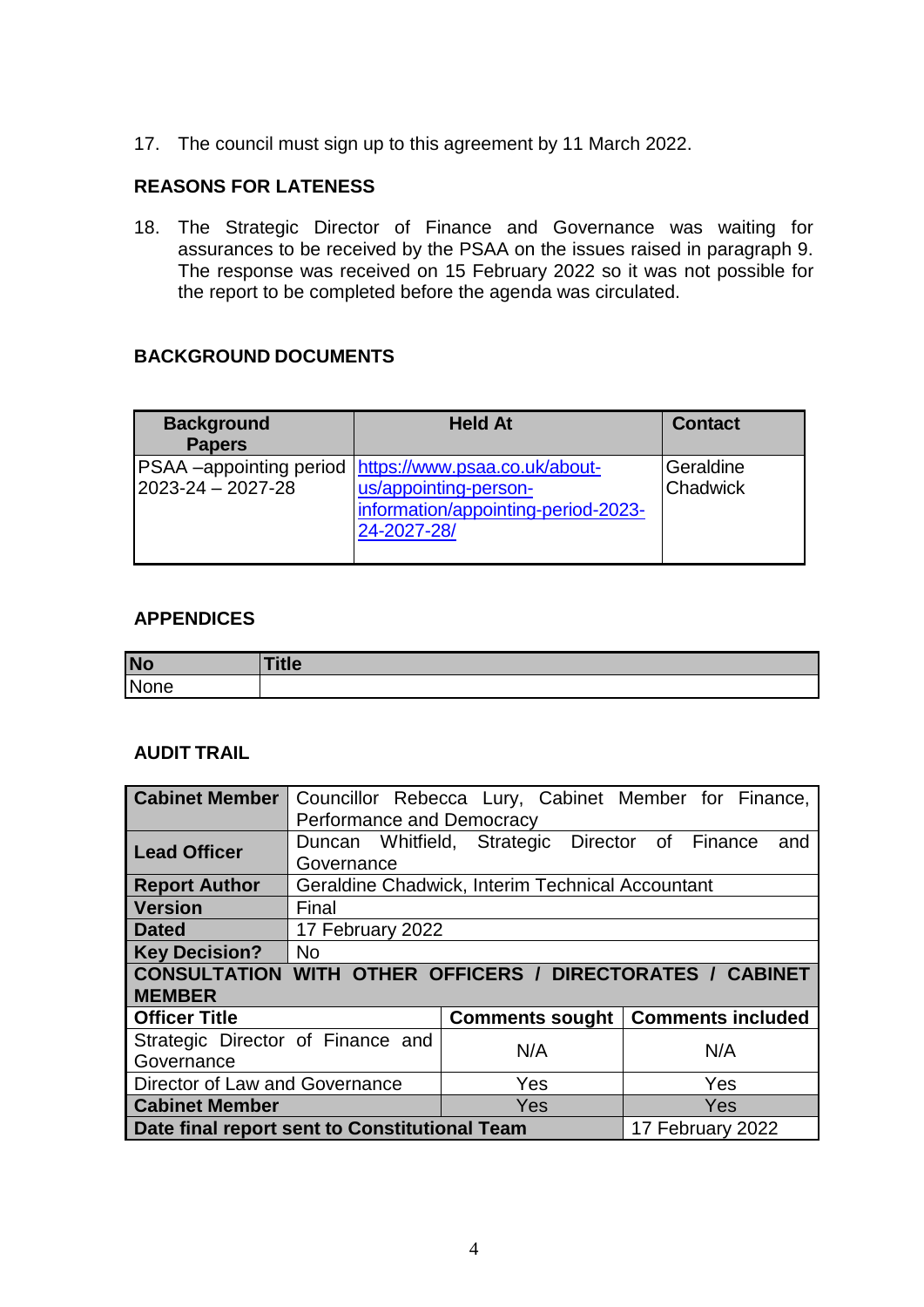17. The council must sign up to this agreement by 11 March 2022.

## REASONS FOR LATENESS

18. The Strategic Director of Finance and Governance was waiting for assurances to be received by the PSAA on the issues raised in paragraph 9. The response was received on 15 February 2022 so it was not possible for the report to be completed before the agenda was circulated.

## BACKGROUND DOCUMENTS

| Background Papers | Held At | Contact |
|---|---|---|
| PSAA –appointing period 2023-24 – 2027-28 | https://www.psaa.co.uk/about-us/appointing-person-information/appointing-period-2023-24-2027-28/ | Geraldine Chadwick |

## APPENDICES

| No | Title |
|---|---|
| None | |

## AUDIT TRAIL

| | | |
|---|---|---|
| **Cabinet Member** | Councillor Rebecca Lury, Cabinet Member for Finance, Performance and Democracy | |
| **Lead Officer** | Duncan Whitfield, Strategic Director of Finance and Governance | |
| **Report Author** | Geraldine Chadwick, Interim Technical Accountant | |
| **Version** | Final | |
| **Dated** | 17 February 2022 | |
| **Key Decision?** | No | |
| **CONSULTATION WITH OTHER OFFICERS / DIRECTORATES / CABINET MEMBER** | | |
| **Officer Title** | **Comments sought** | **Comments included** |
| Strategic Director of Finance and Governance | N/A | N/A |
| Director of Law and Governance | Yes | Yes |
| **Cabinet Member** | Yes | Yes |
| **Date final report sent to Constitutional Team** | | 17 February 2022 |